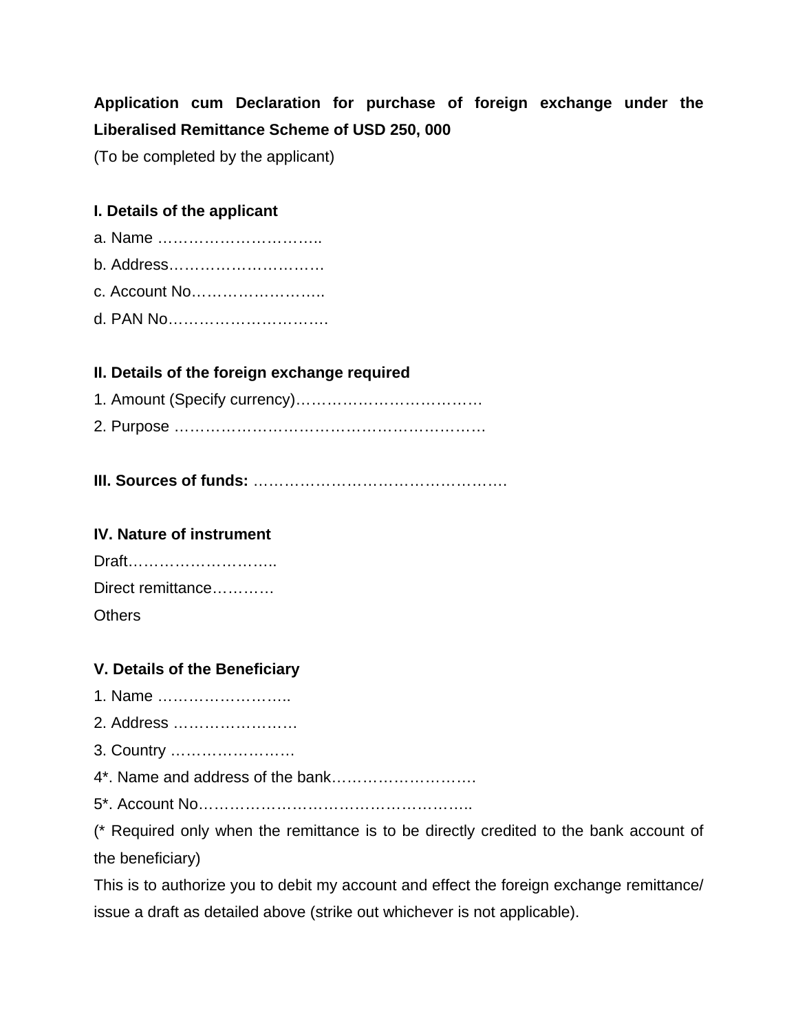**Application cum Declaration for purchase of foreign exchange under the Liberalised Remittance Scheme of USD 250, 000**

(To be completed by the applicant)

**I. Details of the applicant**

a. Name …………………………..

b. Address…………………………

c. Account No……………………..

d. PAN No………………………….

**II. Details of the foreign exchange required**

1. Amount (Specify currency)………………………………
2. Purpose ……………………………………………………

**III. Sources of funds:** ………………………………………….

**IV. Nature of instrument**

Draft………………………..

Direct remittance…………

Others

**V. Details of the Beneficiary**

1. Name ……………………..
2. Address ……………………
3. Country ……………………
4*. Name and address of the bank………………………

5*. Account No……………………………………………..

(* Required only when the remittance is to be directly credited to the bank account of the beneficiary)

This is to authorize you to debit my account and effect the foreign exchange remittance/ issue a draft as detailed above (strike out whichever is not applicable).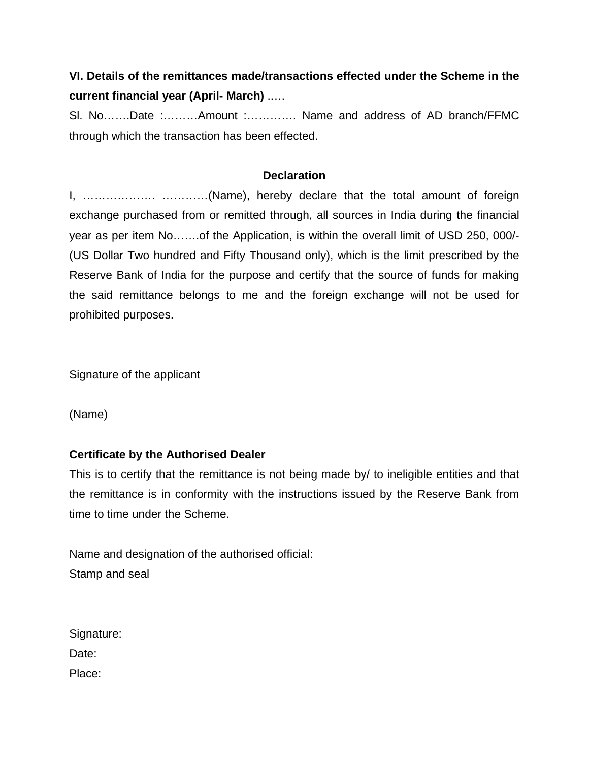**VI. Details of the remittances made/transactions effected under the Scheme in the current financial year (April- March)** .….

Sl. No…….Date :………Amount :…………. Name and address of AD branch/FFMC through which the transaction has been effected.

**Declaration**

I, ………………. …………(Name), hereby declare that the total amount of foreign exchange purchased from or remitted through, all sources in India during the financial year as per item No…….of the Application, is within the overall limit of USD 250, 000/- (US Dollar Two hundred and Fifty Thousand only), which is the limit prescribed by the Reserve Bank of India for the purpose and certify that the source of funds for making the said remittance belongs to me and the foreign exchange will not be used for prohibited purposes.

Signature of the applicant

(Name)

**Certificate by the Authorised Dealer**

This is to certify that the remittance is not being made by/ to ineligible entities and that the remittance is in conformity with the instructions issued by the Reserve Bank from time to time under the Scheme.

Name and designation of the authorised official:
Stamp and seal

Signature:
Date:
Place: